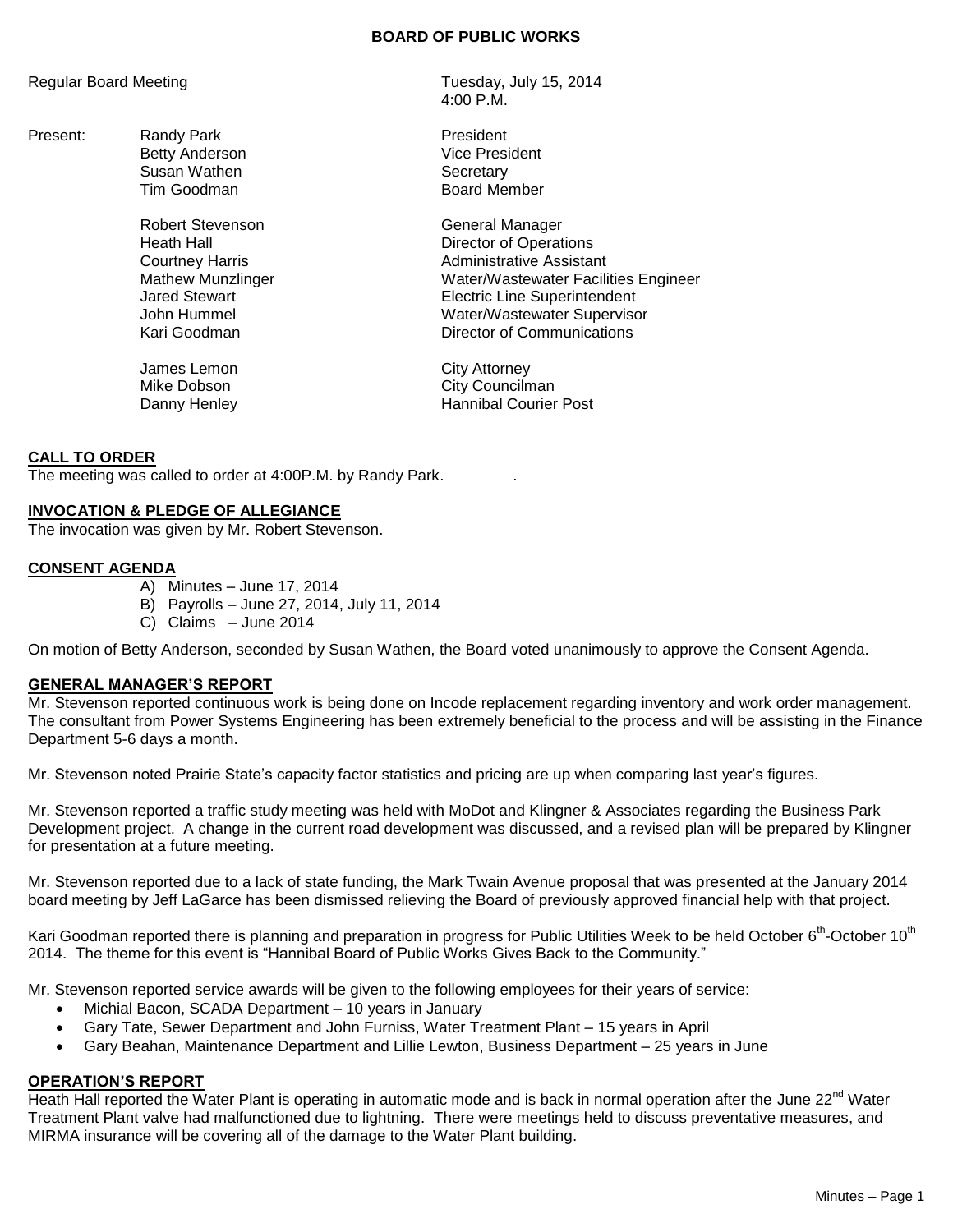# BOARD OF PUBLIC WORKS

Regular Board Meeting — Tuesday, July 15, 2014, 4:00 P.M.

| Present: | Name | Title |
|---|---|---|
| | Randy Park | President |
| | Betty Anderson | Vice President |
| | Susan Wathen | Secretary |
| | Tim Goodman | Board Member |
| | Robert Stevenson | General Manager |
| | Heath Hall | Director of Operations |
| | Courtney Harris | Administrative Assistant |
| | Mathew Munzlinger | Water/Wastewater Facilities Engineer |
| | Jared Stewart | Electric Line Superintendent |
| | John Hummel | Water/Wastewater Supervisor |
| | Kari Goodman | Director of Communications |
| | James Lemon | City Attorney |
| | Mike Dobson | City Councilman |
| | Danny Henley | Hannibal Courier Post |

**CALL TO ORDER**

The meeting was called to order at 4:00P.M. by Randy Park.

**INVOCATION & PLEDGE OF ALLEGIANCE**

The invocation was given by Mr. Robert Stevenson.

**CONSENT AGENDA**

A) Minutes – June 17, 2014
B) Payrolls – June 27, 2014, July 11, 2014
C) Claims – June 2014

On motion of Betty Anderson, seconded by Susan Wathen, the Board voted unanimously to approve the Consent Agenda.

**GENERAL MANAGER'S REPORT**

Mr. Stevenson reported continuous work is being done on Incode replacement regarding inventory and work order management. The consultant from Power Systems Engineering has been extremely beneficial to the process and will be assisting in the Finance Department 5-6 days a month.

Mr. Stevenson noted Prairie State's capacity factor statistics and pricing are up when comparing last year's figures.

Mr. Stevenson reported a traffic study meeting was held with MoDot and Klingner & Associates regarding the Business Park Development project. A change in the current road development was discussed, and a revised plan will be prepared by Klingner for presentation at a future meeting.

Mr. Stevenson reported due to a lack of state funding, the Mark Twain Avenue proposal that was presented at the January 2014 board meeting by Jeff LaGarce has been dismissed relieving the Board of previously approved financial help with that project.

Kari Goodman reported there is planning and preparation in progress for Public Utilities Week to be held October 6th-October 10th 2014. The theme for this event is "Hannibal Board of Public Works Gives Back to the Community."

Mr. Stevenson reported service awards will be given to the following employees for their years of service:

- Michial Bacon, SCADA Department – 10 years in January
- Gary Tate, Sewer Department and John Furniss, Water Treatment Plant – 15 years in April
- Gary Beahan, Maintenance Department and Lillie Lewton, Business Department – 25 years in June

**OPERATION'S REPORT**

Heath Hall reported the Water Plant is operating in automatic mode and is back in normal operation after the June 22nd Water Treatment Plant valve had malfunctioned due to lightning. There were meetings held to discuss preventative measures, and MIRMA insurance will be covering all of the damage to the Water Plant building.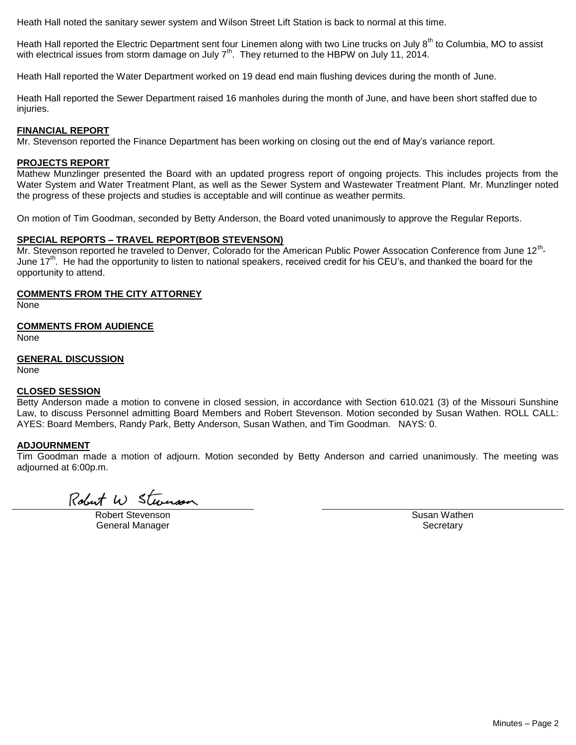Heath Hall noted the sanitary sewer system and Wilson Street Lift Station is back to normal at this time.

Heath Hall reported the Electric Department sent four Linemen along with two Line trucks on July 8th to Columbia, MO to assist with electrical issues from storm damage on July 7th. They returned to the HBPW on July 11, 2014.

Heath Hall reported the Water Department worked on 19 dead end main flushing devices during the month of June.

Heath Hall reported the Sewer Department raised 16 manholes during the month of June, and have been short staffed due to injuries.

**FINANCIAL REPORT**

Mr. Stevenson reported the Finance Department has been working on closing out the end of May's variance report.

**PROJECTS REPORT**

Mathew Munzlinger presented the Board with an updated progress report of ongoing projects. This includes projects from the Water System and Water Treatment Plant, as well as the Sewer System and Wastewater Treatment Plant. Mr. Munzlinger noted the progress of these projects and studies is acceptable and will continue as weather permits.

On motion of Tim Goodman, seconded by Betty Anderson, the Board voted unanimously to approve the Regular Reports.

**SPECIAL REPORTS – TRAVEL REPORT(BOB STEVENSON)**

Mr. Stevenson reported he traveled to Denver, Colorado for the American Public Power Assocation Conference from June 12th- June 17th. He had the opportunity to listen to national speakers, received credit for his CEU's, and thanked the board for the opportunity to attend.

**COMMENTS FROM THE CITY ATTORNEY**

None

**COMMENTS FROM AUDIENCE**

None

**GENERAL DISCUSSION**

None

**CLOSED SESSION**

Betty Anderson made a motion to convene in closed session, in accordance with Section 610.021 (3) of the Missouri Sunshine Law, to discuss Personnel admitting Board Members and Robert Stevenson. Motion seconded by Susan Wathen. ROLL CALL: AYES: Board Members, Randy Park, Betty Anderson, Susan Wathen, and Tim Goodman. NAYS: 0.

**ADJOURNMENT**

Tim Goodman made a motion of adjourn. Motion seconded by Betty Anderson and carried unanimously. The meeting was adjourned at 6:00p.m.

Robert W Stevenson

Robert Stevenson
General Manager

Susan Wathen
Secretary